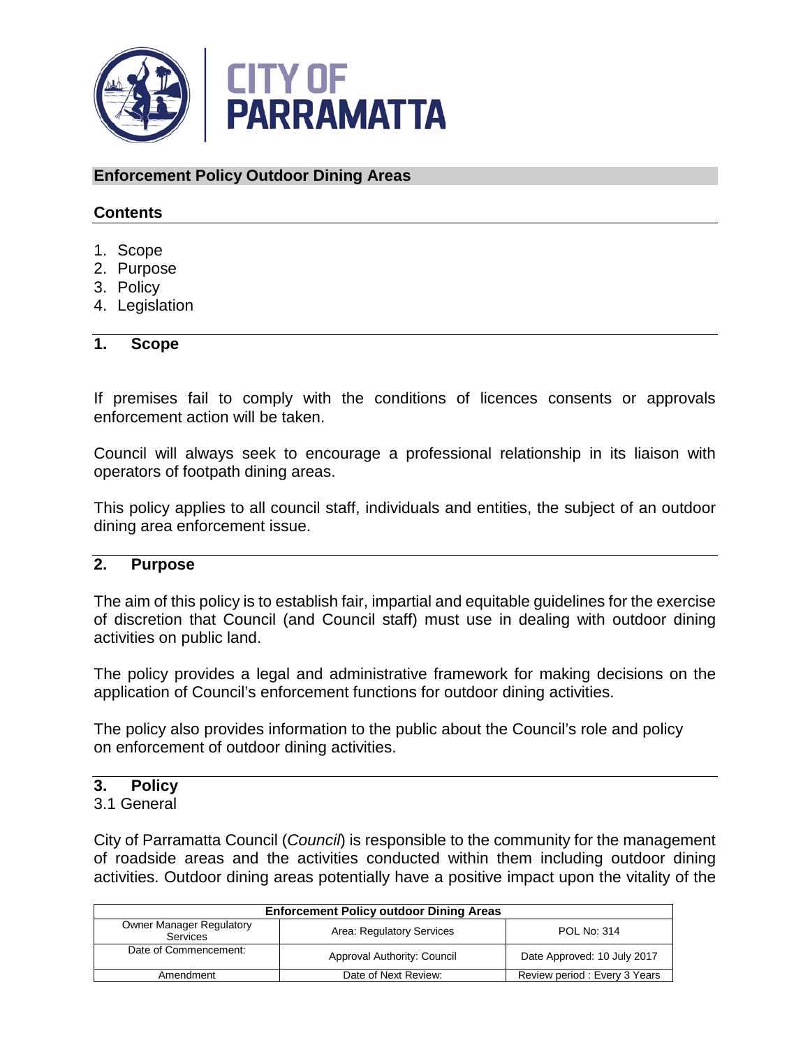## Enforcement Policy Outdoor Dining Areas

### Contents

1. Scope
2. Purpose
3. Policy
4. Legislation

### 1. Scope

If premises fail to comply with the conditions of licences consents or approvals enforcement action will be taken.

Council will always seek to encourage a professional relationship in its liaison with operators of footpath dining areas.

This policy applies to all council staff, individuals and entities, the subject of an outdoor dining area enforcement issue.

### 2. Purpose

The aim of this policy is to establish fair, impartial and equitable guidelines for the exercise of discretion that Council (and Council staff) must use in dealing with outdoor dining activities on public land.

The policy provides a legal and administrative framework for making decisions on the application of Council's enforcement functions for outdoor dining activities.

The policy also provides information to the public about the Council's role and policy on enforcement of outdoor dining activities.

### 3. Policy

3.1 General

City of Parramatta Council (*Council*) is responsible to the community for the management of roadside areas and the activities conducted within them including outdoor dining activities. Outdoor dining areas potentially have a positive impact upon the vitality of the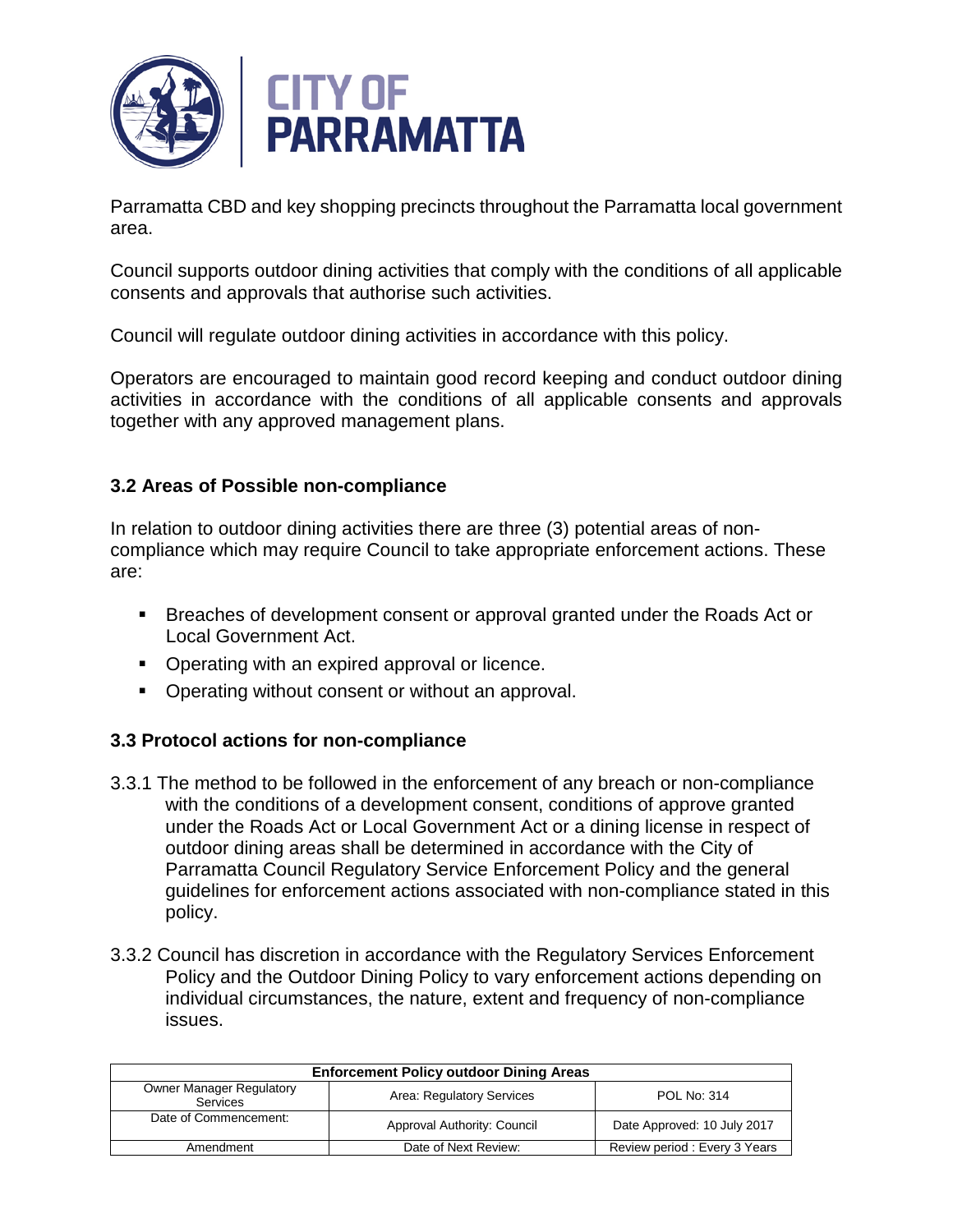Parramatta CBD and key shopping precincts throughout the Parramatta local government area.

Council supports outdoor dining activities that comply with the conditions of all applicable consents and approvals that authorise such activities.

Council will regulate outdoor dining activities in accordance with this policy.

Operators are encouraged to maintain good record keeping and conduct outdoor dining activities in accordance with the conditions of all applicable consents and approvals together with any approved management plans.

### 3.2 Areas of Possible non-compliance

In relation to outdoor dining activities there are three (3) potential areas of non-compliance which may require Council to take appropriate enforcement actions. These are:

- Breaches of development consent or approval granted under the Roads Act or Local Government Act.
- Operating with an expired approval or licence.
- Operating without consent or without an approval.

### 3.3 Protocol actions for non-compliance

3.3.1 The method to be followed in the enforcement of any breach or non-compliance with the conditions of a development consent, conditions of approve granted under the Roads Act or Local Government Act or a dining license in respect of outdoor dining areas shall be determined in accordance with the City of Parramatta Council Regulatory Service Enforcement Policy and the general guidelines for enforcement actions associated with non-compliance stated in this policy.

3.3.2 Council has discretion in accordance with the Regulatory Services Enforcement Policy and the Outdoor Dining Policy to vary enforcement actions depending on individual circumstances, the nature, extent and frequency of non-compliance issues.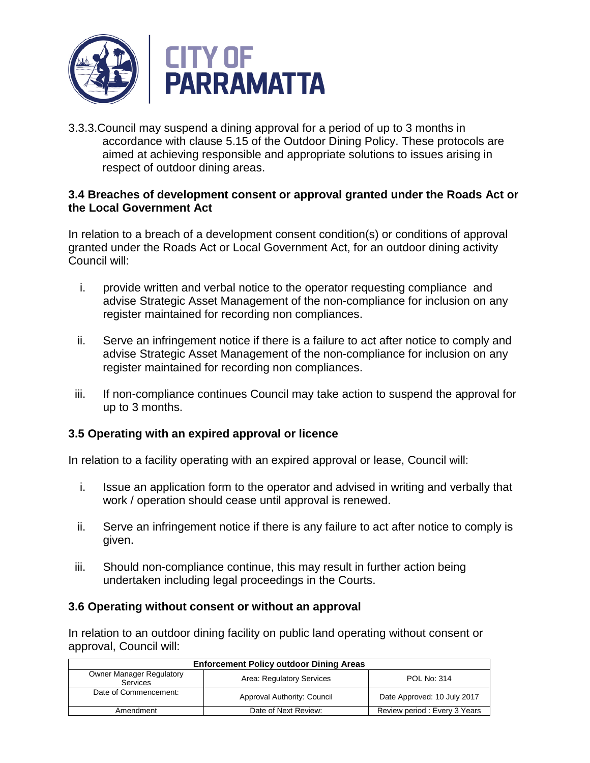3.3.3. Council may suspend a dining approval for a period of up to 3 months in accordance with clause 5.15 of the Outdoor Dining Policy. These protocols are aimed at achieving responsible and appropriate solutions to issues arising in respect of outdoor dining areas.

### 3.4 Breaches of development consent or approval granted under the Roads Act or the Local Government Act

In relation to a breach of a development consent condition(s) or conditions of approval granted under the Roads Act or Local Government Act, for an outdoor dining activity Council will:

i. provide written and verbal notice to the operator requesting compliance and advise Strategic Asset Management of the non-compliance for inclusion on any register maintained for recording non compliances.

ii. Serve an infringement notice if there is a failure to act after notice to comply and advise Strategic Asset Management of the non-compliance for inclusion on any register maintained for recording non compliances.

iii. If non-compliance continues Council may take action to suspend the approval for up to 3 months.

### 3.5 Operating with an expired approval or licence

In relation to a facility operating with an expired approval or lease, Council will:

i. Issue an application form to the operator and advised in writing and verbally that work / operation should cease until approval is renewed.

ii. Serve an infringement notice if there is any failure to act after notice to comply is given.

iii. Should non-compliance continue, this may result in further action being undertaken including legal proceedings in the Courts.

### 3.6 Operating without consent or without an approval

In relation to an outdoor dining facility on public land operating without consent or approval, Council will:

| Enforcement Policy outdoor Dining Areas | | |
|---|---|---|
| Owner Manager Regulatory Services | Area: Regulatory Services | POL No: 314 |
| Date of Commencement: | Approval Authority: Council | Date Approved: 10 July 2017 |
| Amendment | Date of Next Review: | Review period : Every 3 Years |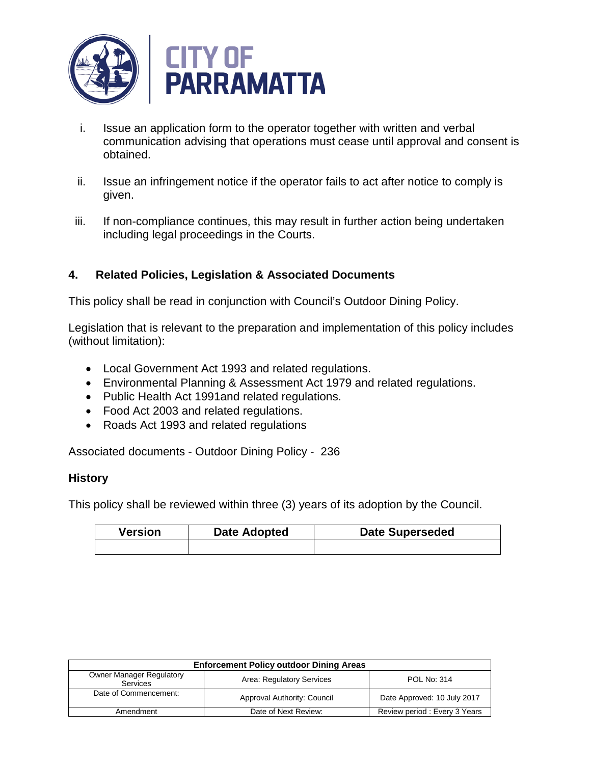i. Issue an application form to the operator together with written and verbal communication advising that operations must cease until approval and consent is obtained.

ii. Issue an infringement notice if the operator fails to act after notice to comply is given.

iii. If non-compliance continues, this may result in further action being undertaken including legal proceedings in the Courts.

## 4. Related Policies, Legislation & Associated Documents

This policy shall be read in conjunction with Council's Outdoor Dining Policy.

Legislation that is relevant to the preparation and implementation of this policy includes (without limitation):

- Local Government Act 1993 and related regulations.
- Environmental Planning & Assessment Act 1979 and related regulations.
- Public Health Act 1991and related regulations.
- Food Act 2003 and related regulations.
- Roads Act 1993 and related regulations

Associated documents - Outdoor Dining Policy - 236

### History

This policy shall be reviewed within three (3) years of its adoption by the Council.

| Version | Date Adopted | Date Superseded |
|---|---|---|
| | | |